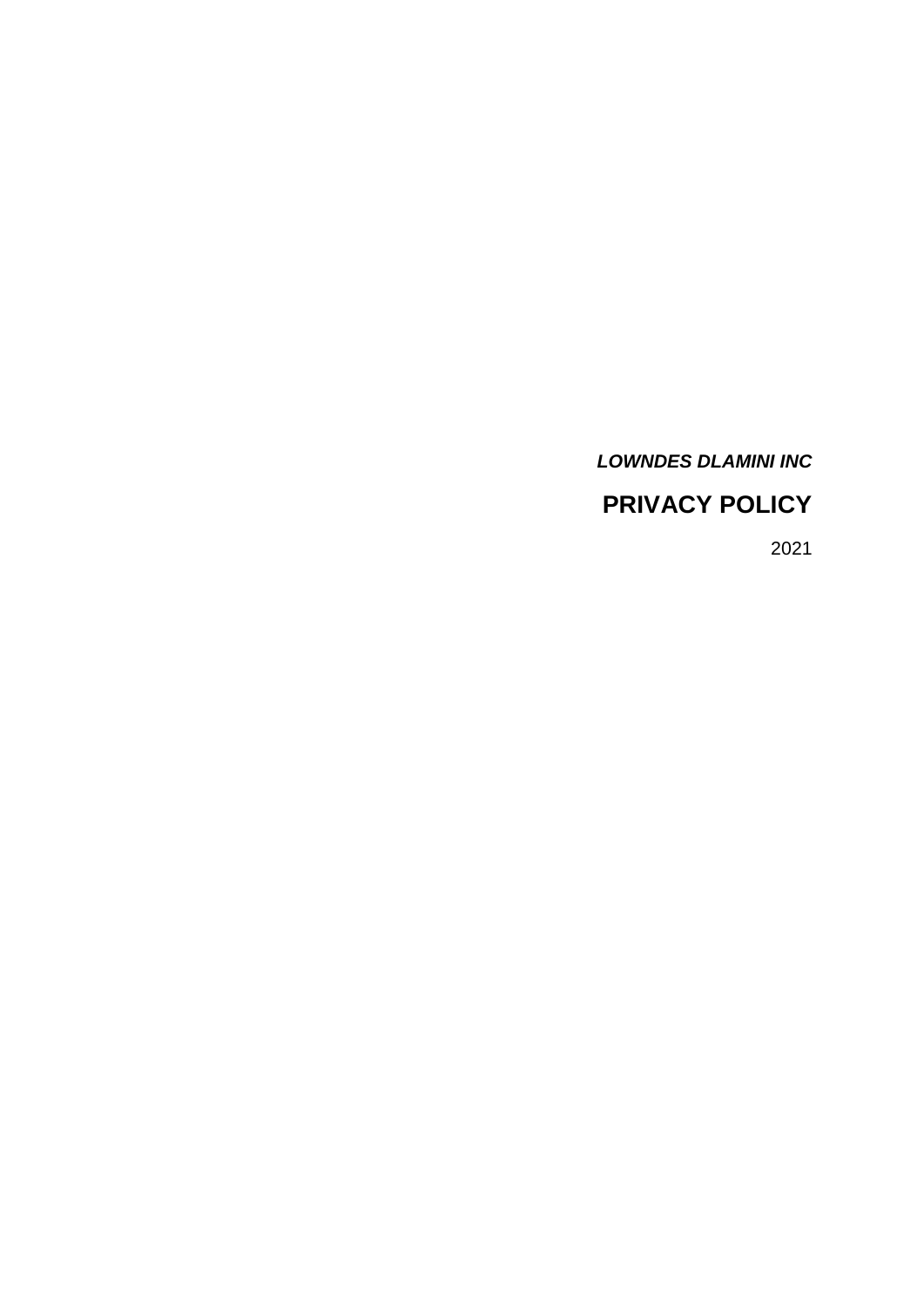***LOWNDES DLAMINI INC***

# PRIVACY POLICY

2021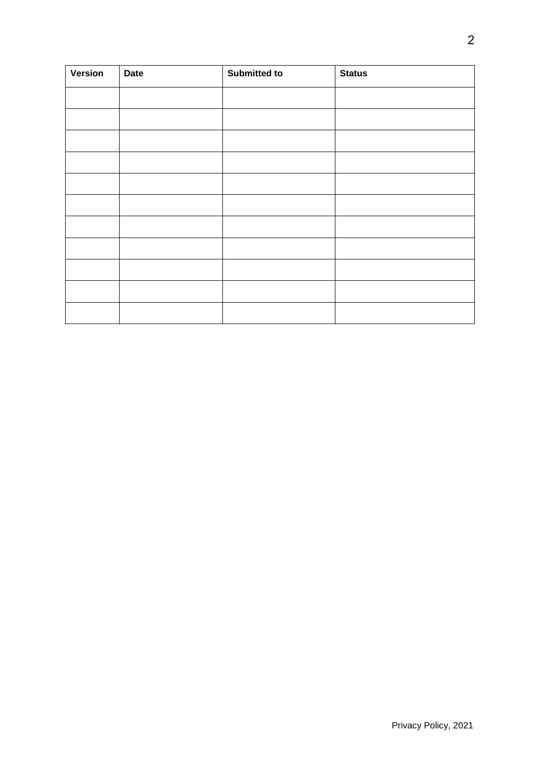| Version | Date | Submitted to | Status |
| --- | --- | --- | --- |
| | | | |
| | | | |
| | | | |
| | | | |
| | | | |
| | | | |
| | | | |
| | | | |
| | | | |
| | | | |
| | | | |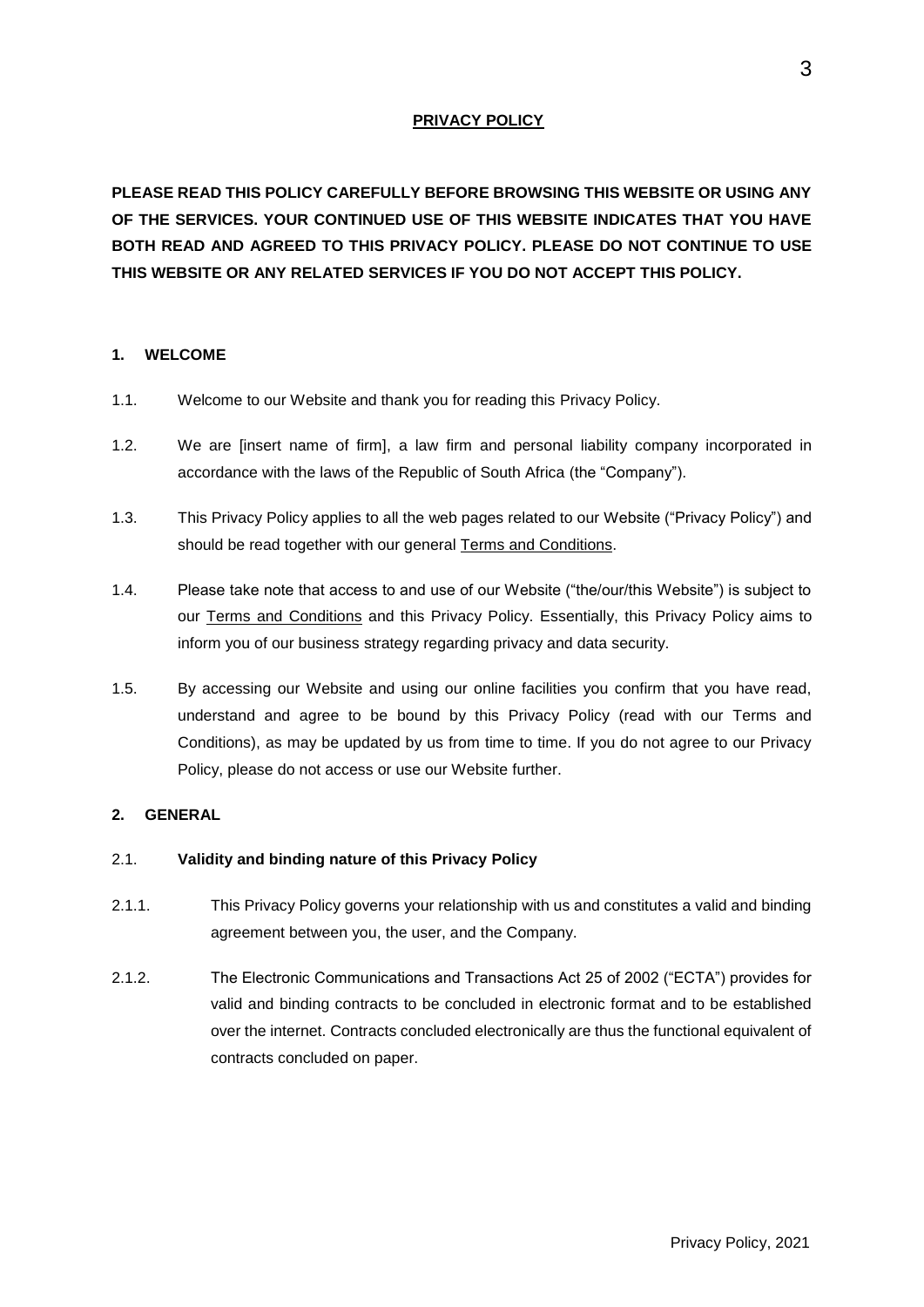## PRIVACY POLICY

**PLEASE READ THIS POLICY CAREFULLY BEFORE BROWSING THIS WEBSITE OR USING ANY OF THE SERVICES. YOUR CONTINUED USE OF THIS WEBSITE INDICATES THAT YOU HAVE BOTH READ AND AGREED TO THIS PRIVACY POLICY. PLEASE DO NOT CONTINUE TO USE THIS WEBSITE OR ANY RELATED SERVICES IF YOU DO NOT ACCEPT THIS POLICY.**

### 1. WELCOME

1.1. Welcome to our Website and thank you for reading this Privacy Policy.

1.2. We are [insert name of firm], a law firm and personal liability company incorporated in accordance with the laws of the Republic of South Africa (the "Company").

1.3. This Privacy Policy applies to all the web pages related to our Website ("Privacy Policy") and should be read together with our general Terms and Conditions.

1.4. Please take note that access to and use of our Website ("the/our/this Website") is subject to our Terms and Conditions and this Privacy Policy. Essentially, this Privacy Policy aims to inform you of our business strategy regarding privacy and data security.

1.5. By accessing our Website and using our online facilities you confirm that you have read, understand and agree to be bound by this Privacy Policy (read with our Terms and Conditions), as may be updated by us from time to time. If you do not agree to our Privacy Policy, please do not access or use our Website further.

### 2. GENERAL

2.1. **Validity and binding nature of this Privacy Policy**

2.1.1. This Privacy Policy governs your relationship with us and constitutes a valid and binding agreement between you, the user, and the Company.

2.1.2. The Electronic Communications and Transactions Act 25 of 2002 ("ECTA") provides for valid and binding contracts to be concluded in electronic format and to be established over the internet. Contracts concluded electronically are thus the functional equivalent of contracts concluded on paper.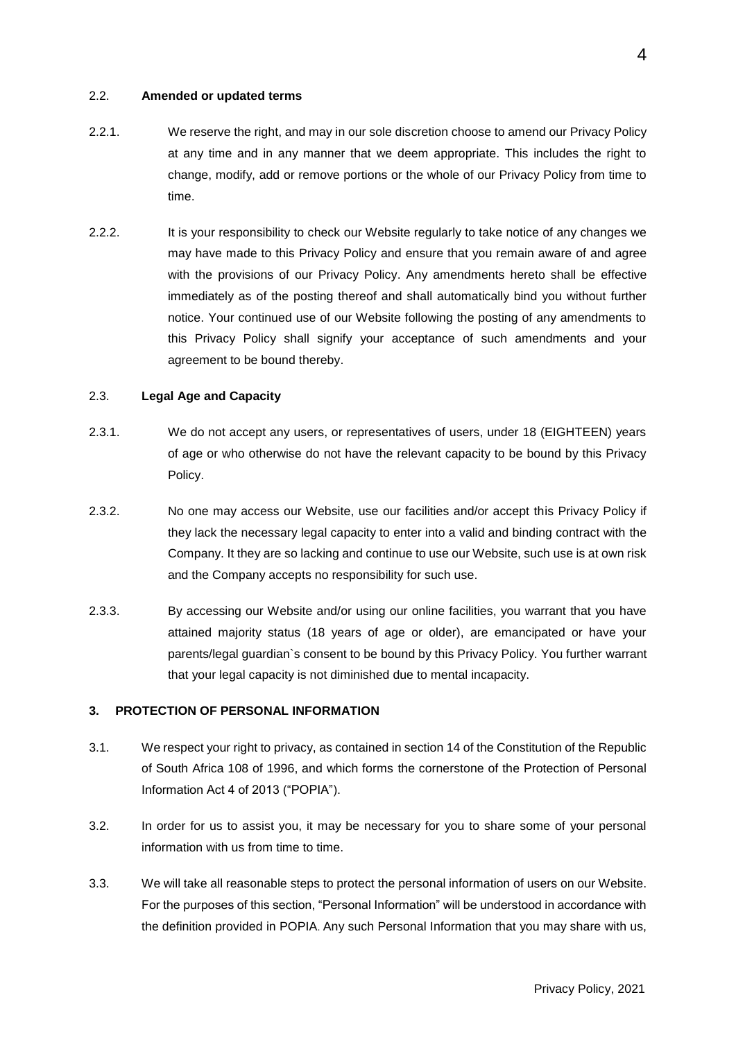2.2. **Amended or updated terms**

2.2.1. We reserve the right, and may in our sole discretion choose to amend our Privacy Policy at any time and in any manner that we deem appropriate. This includes the right to change, modify, add or remove portions or the whole of our Privacy Policy from time to time.

2.2.2. It is your responsibility to check our Website regularly to take notice of any changes we may have made to this Privacy Policy and ensure that you remain aware of and agree with the provisions of our Privacy Policy. Any amendments hereto shall be effective immediately as of the posting thereof and shall automatically bind you without further notice. Your continued use of our Website following the posting of any amendments to this Privacy Policy shall signify your acceptance of such amendments and your agreement to be bound thereby.

2.3. **Legal Age and Capacity**

2.3.1. We do not accept any users, or representatives of users, under 18 (EIGHTEEN) years of age or who otherwise do not have the relevant capacity to be bound by this Privacy Policy.

2.3.2. No one may access our Website, use our facilities and/or accept this Privacy Policy if they lack the necessary legal capacity to enter into a valid and binding contract with the Company. It they are so lacking and continue to use our Website, such use is at own risk and the Company accepts no responsibility for such use.

2.3.3. By accessing our Website and/or using our online facilities, you warrant that you have attained majority status (18 years of age or older), are emancipated or have your parents/legal guardian`s consent to be bound by this Privacy Policy. You further warrant that your legal capacity is not diminished due to mental incapacity.

## 3. PROTECTION OF PERSONAL INFORMATION

3.1. We respect your right to privacy, as contained in section 14 of the Constitution of the Republic of South Africa 108 of 1996, and which forms the cornerstone of the Protection of Personal Information Act 4 of 2013 ("POPIA").

3.2. In order for us to assist you, it may be necessary for you to share some of your personal information with us from time to time.

3.3. We will take all reasonable steps to protect the personal information of users on our Website. For the purposes of this section, "Personal Information" will be understood in accordance with the definition provided in POPIA. Any such Personal Information that you may share with us,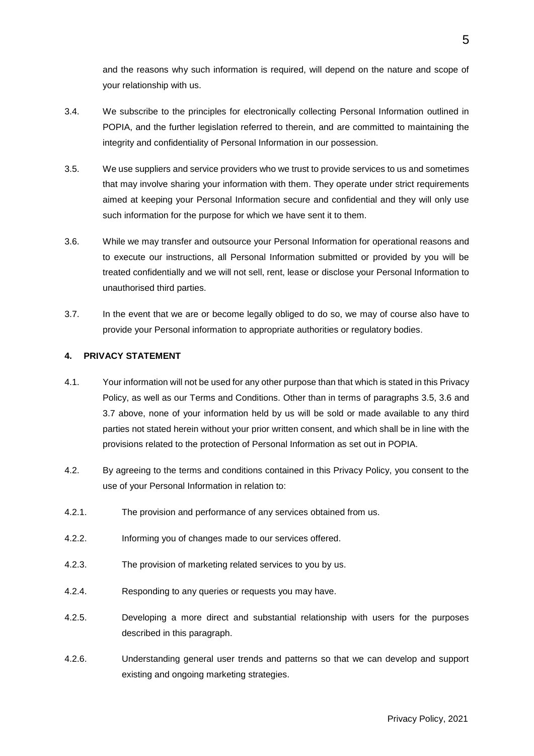and the reasons why such information is required, will depend on the nature and scope of your relationship with us.

3.4. We subscribe to the principles for electronically collecting Personal Information outlined in POPIA, and the further legislation referred to therein, and are committed to maintaining the integrity and confidentiality of Personal Information in our possession.

3.5. We use suppliers and service providers who we trust to provide services to us and sometimes that may involve sharing your information with them. They operate under strict requirements aimed at keeping your Personal Information secure and confidential and they will only use such information for the purpose for which we have sent it to them.

3.6. While we may transfer and outsource your Personal Information for operational reasons and to execute our instructions, all Personal Information submitted or provided by you will be treated confidentially and we will not sell, rent, lease or disclose your Personal Information to unauthorised third parties.

3.7. In the event that we are or become legally obliged to do so, we may of course also have to provide your Personal information to appropriate authorities or regulatory bodies.

## 4. PRIVACY STATEMENT

4.1. Your information will not be used for any other purpose than that which is stated in this Privacy Policy, as well as our Terms and Conditions. Other than in terms of paragraphs 3.5, 3.6 and 3.7 above, none of your information held by us will be sold or made available to any third parties not stated herein without your prior written consent, and which shall be in line with the provisions related to the protection of Personal Information as set out in POPIA.

4.2. By agreeing to the terms and conditions contained in this Privacy Policy, you consent to the use of your Personal Information in relation to:

4.2.1. The provision and performance of any services obtained from us.

4.2.2. Informing you of changes made to our services offered.

4.2.3. The provision of marketing related services to you by us.

4.2.4. Responding to any queries or requests you may have.

4.2.5. Developing a more direct and substantial relationship with users for the purposes described in this paragraph.

4.2.6. Understanding general user trends and patterns so that we can develop and support existing and ongoing marketing strategies.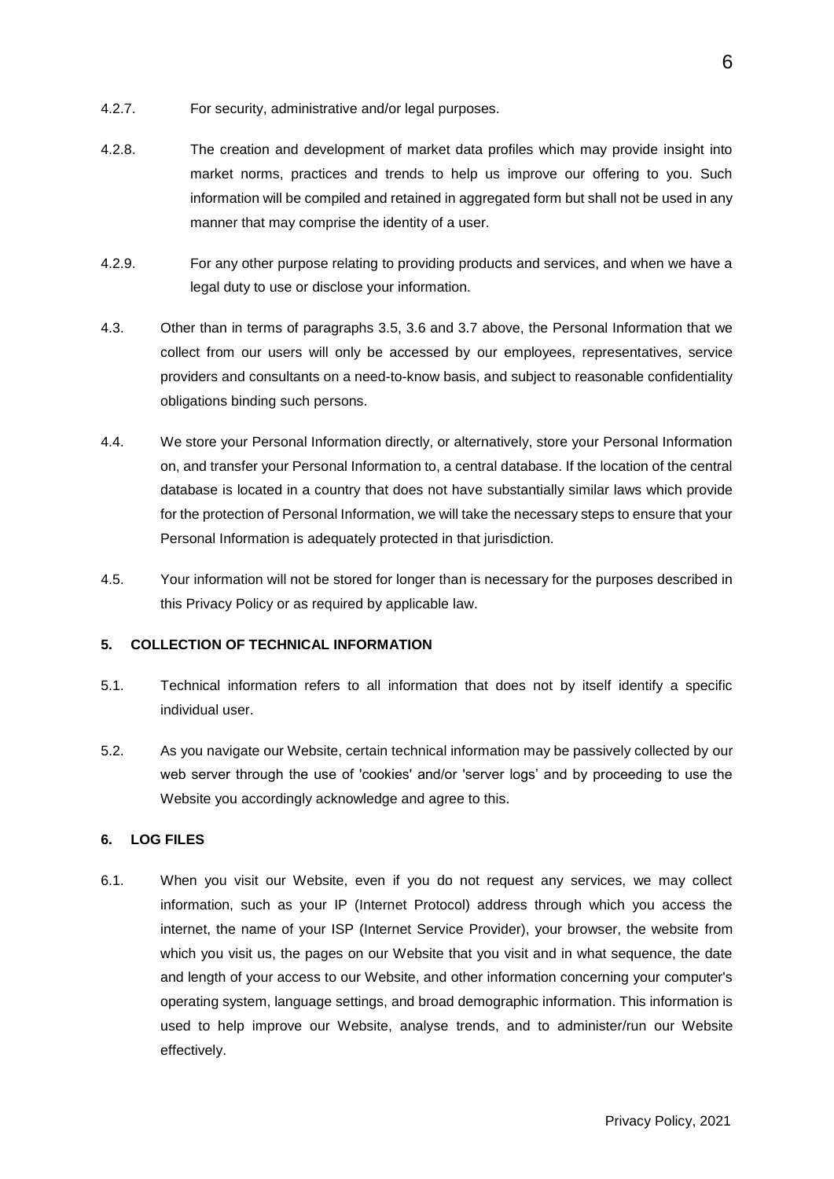4.2.7. For security, administrative and/or legal purposes.

4.2.8. The creation and development of market data profiles which may provide insight into market norms, practices and trends to help us improve our offering to you. Such information will be compiled and retained in aggregated form but shall not be used in any manner that may comprise the identity of a user.

4.2.9. For any other purpose relating to providing products and services, and when we have a legal duty to use or disclose your information.

4.3. Other than in terms of paragraphs 3.5, 3.6 and 3.7 above, the Personal Information that we collect from our users will only be accessed by our employees, representatives, service providers and consultants on a need-to-know basis, and subject to reasonable confidentiality obligations binding such persons.

4.4. We store your Personal Information directly, or alternatively, store your Personal Information on, and transfer your Personal Information to, a central database. If the location of the central database is located in a country that does not have substantially similar laws which provide for the protection of Personal Information, we will take the necessary steps to ensure that your Personal Information is adequately protected in that jurisdiction.

4.5. Your information will not be stored for longer than is necessary for the purposes described in this Privacy Policy or as required by applicable law.

**5. COLLECTION OF TECHNICAL INFORMATION**

5.1. Technical information refers to all information that does not by itself identify a specific individual user.

5.2. As you navigate our Website, certain technical information may be passively collected by our web server through the use of 'cookies' and/or 'server logs' and by proceeding to use the Website you accordingly acknowledge and agree to this.

**6. LOG FILES**

6.1. When you visit our Website, even if you do not request any services, we may collect information, such as your IP (Internet Protocol) address through which you access the internet, the name of your ISP (Internet Service Provider), your browser, the website from which you visit us, the pages on our Website that you visit and in what sequence, the date and length of your access to our Website, and other information concerning your computer's operating system, language settings, and broad demographic information. This information is used to help improve our Website, analyse trends, and to administer/run our Website effectively.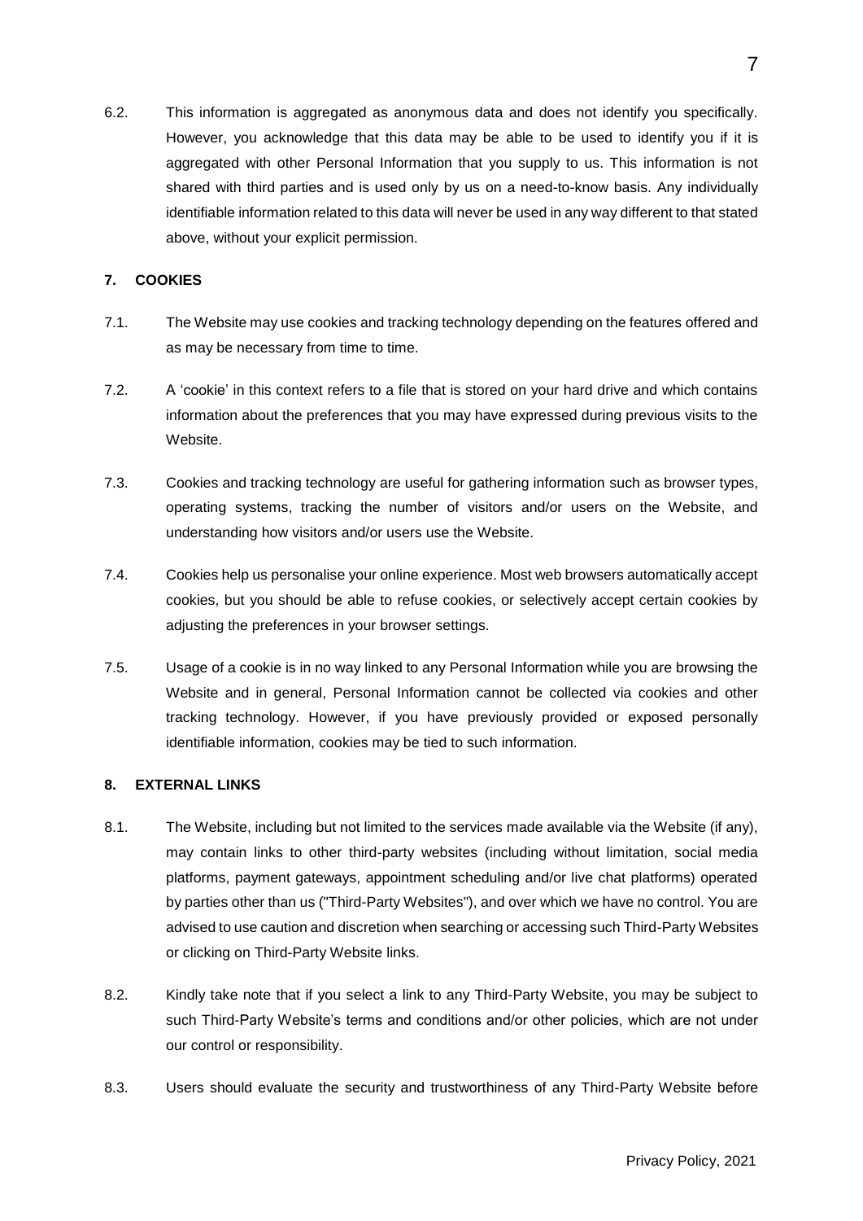6.2. This information is aggregated as anonymous data and does not identify you specifically. However, you acknowledge that this data may be able to be used to identify you if it is aggregated with other Personal Information that you supply to us. This information is not shared with third parties and is used only by us on a need-to-know basis. Any individually identifiable information related to this data will never be used in any way different to that stated above, without your explicit permission.

## 7. COOKIES

7.1. The Website may use cookies and tracking technology depending on the features offered and as may be necessary from time to time.

7.2. A 'cookie' in this context refers to a file that is stored on your hard drive and which contains information about the preferences that you may have expressed during previous visits to the Website.

7.3. Cookies and tracking technology are useful for gathering information such as browser types, operating systems, tracking the number of visitors and/or users on the Website, and understanding how visitors and/or users use the Website.

7.4. Cookies help us personalise your online experience. Most web browsers automatically accept cookies, but you should be able to refuse cookies, or selectively accept certain cookies by adjusting the preferences in your browser settings.

7.5. Usage of a cookie is in no way linked to any Personal Information while you are browsing the Website and in general, Personal Information cannot be collected via cookies and other tracking technology. However, if you have previously provided or exposed personally identifiable information, cookies may be tied to such information.

## 8. EXTERNAL LINKS

8.1. The Website, including but not limited to the services made available via the Website (if any), may contain links to other third-party websites (including without limitation, social media platforms, payment gateways, appointment scheduling and/or live chat platforms) operated by parties other than us ("Third-Party Websites"), and over which we have no control. You are advised to use caution and discretion when searching or accessing such Third-Party Websites or clicking on Third-Party Website links.

8.2. Kindly take note that if you select a link to any Third-Party Website, you may be subject to such Third-Party Website's terms and conditions and/or other policies, which are not under our control or responsibility.

8.3. Users should evaluate the security and trustworthiness of any Third-Party Website before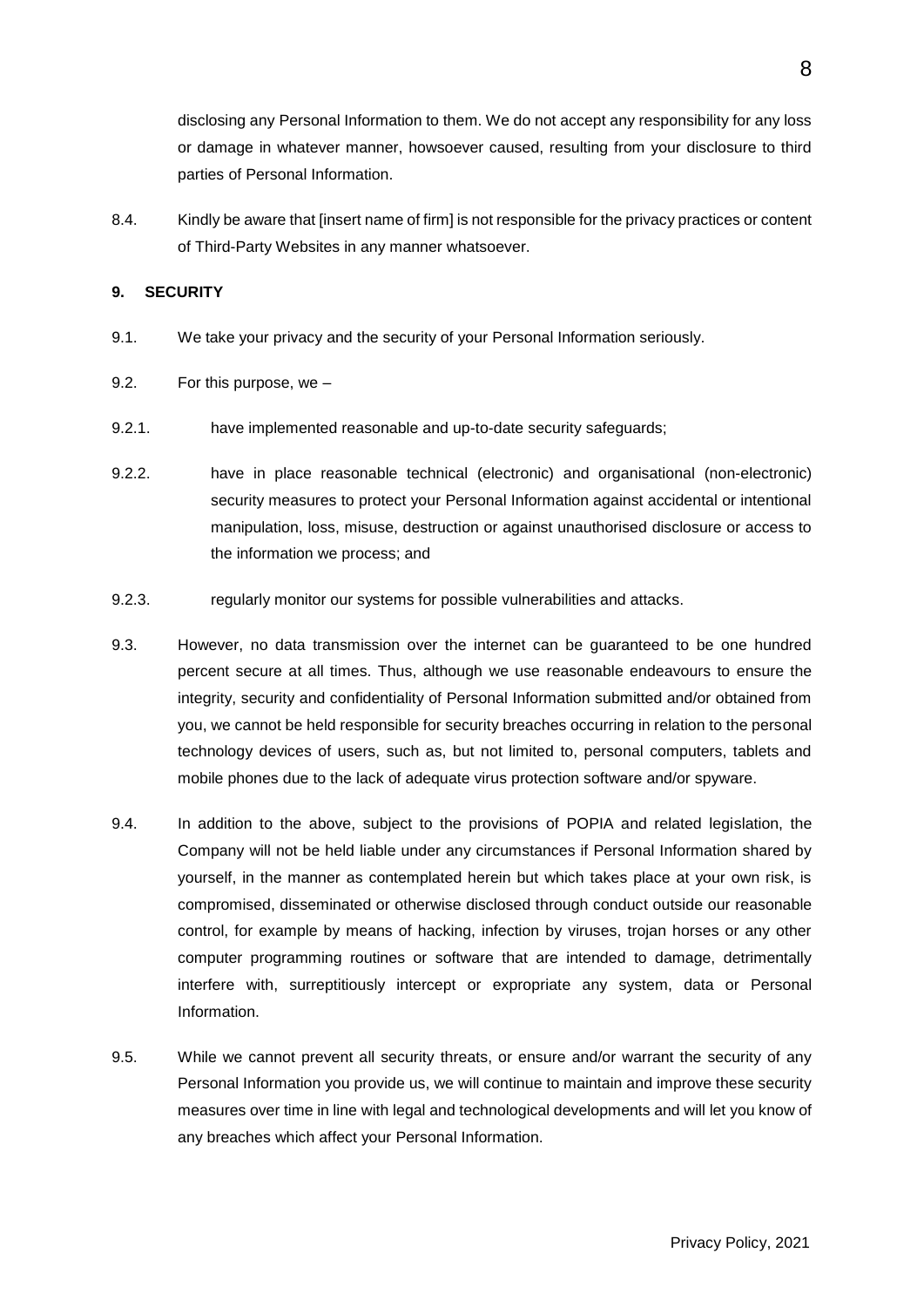disclosing any Personal Information to them. We do not accept any responsibility for any loss or damage in whatever manner, howsoever caused, resulting from your disclosure to third parties of Personal Information.

8.4. Kindly be aware that [insert name of firm] is not responsible for the privacy practices or content of Third-Party Websites in any manner whatsoever.

**9. SECURITY**

9.1. We take your privacy and the security of your Personal Information seriously.

9.2. For this purpose, we –

9.2.1. have implemented reasonable and up-to-date security safeguards;

9.2.2. have in place reasonable technical (electronic) and organisational (non-electronic) security measures to protect your Personal Information against accidental or intentional manipulation, loss, misuse, destruction or against unauthorised disclosure or access to the information we process; and

9.2.3. regularly monitor our systems for possible vulnerabilities and attacks.

9.3. However, no data transmission over the internet can be guaranteed to be one hundred percent secure at all times. Thus, although we use reasonable endeavours to ensure the integrity, security and confidentiality of Personal Information submitted and/or obtained from you, we cannot be held responsible for security breaches occurring in relation to the personal technology devices of users, such as, but not limited to, personal computers, tablets and mobile phones due to the lack of adequate virus protection software and/or spyware.

9.4. In addition to the above, subject to the provisions of POPIA and related legislation, the Company will not be held liable under any circumstances if Personal Information shared by yourself, in the manner as contemplated herein but which takes place at your own risk, is compromised, disseminated or otherwise disclosed through conduct outside our reasonable control, for example by means of hacking, infection by viruses, trojan horses or any other computer programming routines or software that are intended to damage, detrimentally interfere with, surreptitiously intercept or expropriate any system, data or Personal Information.

9.5. While we cannot prevent all security threats, or ensure and/or warrant the security of any Personal Information you provide us, we will continue to maintain and improve these security measures over time in line with legal and technological developments and will let you know of any breaches which affect your Personal Information.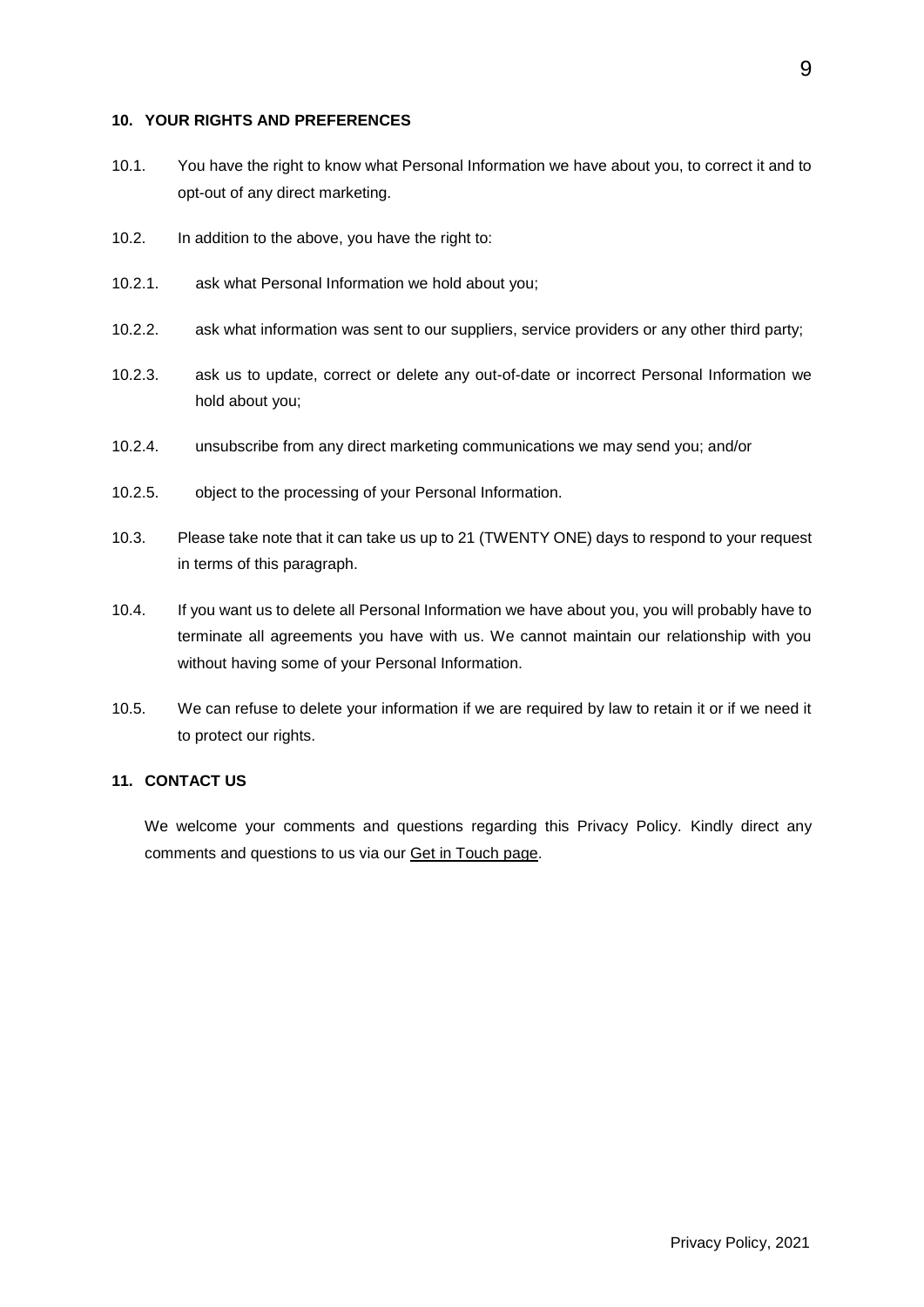## 10. YOUR RIGHTS AND PREFERENCES

10.1. You have the right to know what Personal Information we have about you, to correct it and to opt-out of any direct marketing.

10.2. In addition to the above, you have the right to:

10.2.1. ask what Personal Information we hold about you;

10.2.2. ask what information was sent to our suppliers, service providers or any other third party;

10.2.3. ask us to update, correct or delete any out-of-date or incorrect Personal Information we hold about you;

10.2.4. unsubscribe from any direct marketing communications we may send you; and/or

10.2.5. object to the processing of your Personal Information.

10.3. Please take note that it can take us up to 21 (TWENTY ONE) days to respond to your request in terms of this paragraph.

10.4. If you want us to delete all Personal Information we have about you, you will probably have to terminate all agreements you have with us. We cannot maintain our relationship with you without having some of your Personal Information.

10.5. We can refuse to delete your information if we are required by law to retain it or if we need it to protect our rights.

## 11. CONTACT US

We welcome your comments and questions regarding this Privacy Policy. Kindly direct any comments and questions to us via our Get in Touch page.